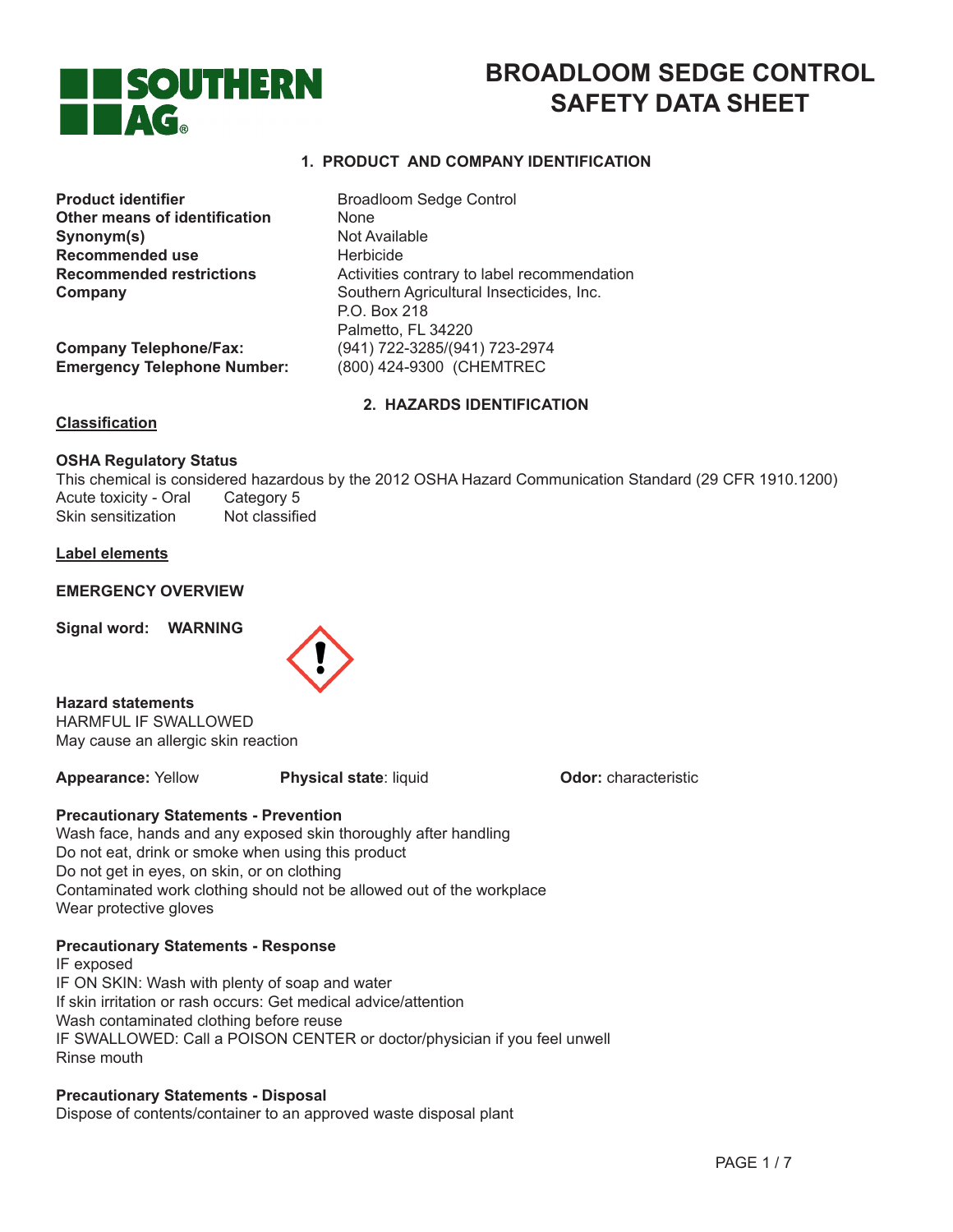# BROADLOOM SEDGE CONTROL SAFETY DATA SHEET

## 1. PRODUCT AND COMPANY IDENTIFICATION

| | |
|---|---|
| **Product identifier** | Broadloom Sedge Control |
| **Other means of identification** | None |
| **Synonym(s)** | Not Available |
| **Recommended use** | Herbicide |
| **Recommended restrictions** | Activities contrary to label recommendation |
| **Company** | Southern Agricultural Insecticides, Inc.<br>P.O. Box 218<br>Palmetto, FL 34220 |
| **Company Telephone/Fax:** | (941) 722-3285/(941) 723-2974 |
| **Emergency Telephone Number:** | (800) 424-9300 (CHEMTREC |

## 2. HAZARDS IDENTIFICATION

**Classification**

**OSHA Regulatory Status**

This chemical is considered hazardous by the 2012 OSHA Hazard Communication Standard (29 CFR 1910.1200)

| | |
|---|---|
| Acute toxicity - Oral | Category 5 |
| Skin sensitization | Not classified |

**Label elements**

**EMERGENCY OVERVIEW**

**Signal word: WARNING**

**Hazard statements**

HARMFUL IF SWALLOWED
May cause an allergic skin reaction

**Appearance:** Yellow **Physical state**: liquid **Odor:** characteristic

**Precautionary Statements - Prevention**

Wash face, hands and any exposed skin thoroughly after handling
Do not eat, drink or smoke when using this product
Do not get in eyes, on skin, or on clothing
Contaminated work clothing should not be allowed out of the workplace
Wear protective gloves

**Precautionary Statements - Response**

IF exposed
IF ON SKIN: Wash with plenty of soap and water
If skin irritation or rash occurs: Get medical advice/attention
Wash contaminated clothing before reuse
IF SWALLOWED: Call a POISON CENTER or doctor/physician if you feel unwell
Rinse mouth

**Precautionary Statements - Disposal**

Dispose of contents/container to an approved waste disposal plant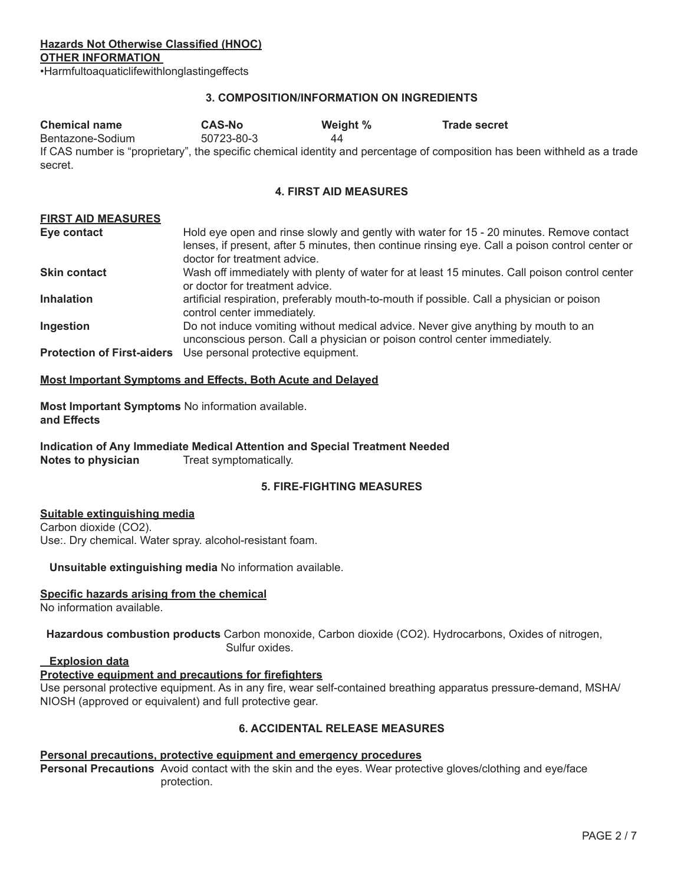**Hazards Not Otherwise Classified (HNOC)**
**OTHER INFORMATION**
•Harmfultoaquaticlifewithlonglastingeffects

## 3. COMPOSITION/INFORMATION ON INGREDIENTS

| Chemical name | CAS-No | Weight % | Trade secret |
|---|---|---|---|
| Bentazone-Sodium | 50723-80-3 | 44 | |

If CAS number is "proprietary", the specific chemical identity and percentage of composition has been withheld as a trade secret.

## 4. FIRST AID MEASURES

**FIRST AID MEASURES**

| | |
|---|---|
| **Eye contact** | Hold eye open and rinse slowly and gently with water for 15 - 20 minutes. Remove contact lenses, if present, after 5 minutes, then continue rinsing eye. Call a poison control center or doctor for treatment advice. |
| **Skin contact** | Wash off immediately with plenty of water for at least 15 minutes. Call poison control center or doctor for treatment advice. |
| **Inhalation** | artificial respiration, preferably mouth-to-mouth if possible. Call a physician or poison control center immediately. |
| **Ingestion** | Do not induce vomiting without medical advice. Never give anything by mouth to an unconscious person. Call a physician or poison control center immediately. |
| **Protection of First-aiders** | Use personal protective equipment. |

**Most Important Symptoms and Effects, Both Acute and Delayed**

**Most Important Symptoms and Effects** No information available.

**Indication of Any Immediate Medical Attention and Special Treatment Needed**
**Notes to physician** Treat symptomatically.

## 5. FIRE-FIGHTING MEASURES

**Suitable extinguishing media**
Carbon dioxide ($CO_2$).
Use:. Dry chemical. Water spray. alcohol-resistant foam.

**Unsuitable extinguishing media** No information available.

**Specific hazards arising from the chemical**
No information available.

**Hazardous combustion products** Carbon monoxide, Carbon dioxide ($CO_2$). Hydrocarbons, Oxides of nitrogen, Sulfur oxides.

**Explosion data**

**Protective equipment and precautions for firefighters**
Use personal protective equipment. As in any fire, wear self-contained breathing apparatus pressure-demand, MSHA/NIOSH (approved or equivalent) and full protective gear.

## 6. ACCIDENTAL RELEASE MEASURES

**Personal precautions, protective equipment and emergency procedures**
**Personal Precautions** Avoid contact with the skin and the eyes. Wear protective gloves/clothing and eye/face protection.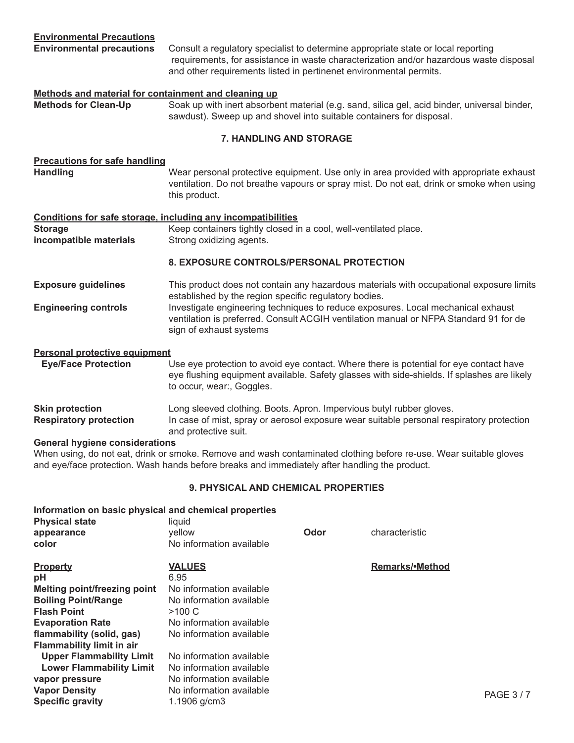**Environmental Precautions**

**Environmental precautions** Consult a regulatory specialist to determine appropriate state or local reporting requirements, for assistance in waste characterization and/or hazardous waste disposal and other requirements listed in pertinenet environmental permits.

**Methods and material for containment and cleaning up**

**Methods for Clean-Up** Soak up with inert absorbent material (e.g. sand, silica gel, acid binder, universal binder, sawdust). Sweep up and shovel into suitable containers for disposal.

## 7. HANDLING AND STORAGE

**Precautions for safe handling**

**Handling** Wear personal protective equipment. Use only in area provided with appropriate exhaust ventilation. Do not breathe vapours or spray mist. Do not eat, drink or smoke when using this product.

**Conditions for safe storage, including any incompatibilities**

**Storage** Keep containers tightly closed in a cool, well-ventilated place.

**incompatible materials** Strong oxidizing agents.

## 8. EXPOSURE CONTROLS/PERSONAL PROTECTION

**Exposure guidelines** This product does not contain any hazardous materials with occupational exposure limits established by the region specific regulatory bodies.

**Engineering controls** Investigate engineering techniques to reduce exposures. Local mechanical exhaust ventilation is preferred. Consult ACGIH ventilation manual or NFPA Standard 91 for de sign of exhaust systems

**Personal protective equipment**

**Eye/Face Protection** Use eye protection to avoid eye contact. Where there is potential for eye contact have eye flushing equipment available. Safety glasses with side-shields. If splashes are likely to occur, wear:, Goggles.

**Skin protection** Long sleeved clothing. Boots. Apron. Impervious butyl rubber gloves.

**Respiratory protection** In case of mist, spray or aerosol exposure wear suitable personal respiratory protection and protective suit.

**General hygiene considerations**

When using, do not eat, drink or smoke. Remove and wash contaminated clothing before re-use. Wear suitable gloves and eye/face protection. Wash hands before breaks and immediately after handling the product.

## 9. PHYSICAL AND CHEMICAL PROPERTIES

**Information on basic physical and chemical properties**

| | | | |
|---|---|---|---|
| **Physical state** | liquid | | |
| **appearance** | yellow | **Odor** | characteristic |
| **color** | No information available | | |

| **Property** | **VALUES** | **Remarks/•Method** |
|---|---|---|
| **pH** | 6.95 | |
| **Melting point/freezing point** | No information available | |
| **Boiling Point/Range** | No information available | |
| **Flash Point** | >100 C | |
| **Evaporation Rate** | No information available | |
| **flammability (solid, gas)** | No information available | |
| **Flammability limit in air** | | |
| **Upper Flammability Limit** | No information available | |
| **Lower Flammability Limit** | No information available | |
| **vapor pressure** | No information available | |
| **Vapor Density** | No information available | |
| **Specific gravity** | 1.1906 g/cm3 | |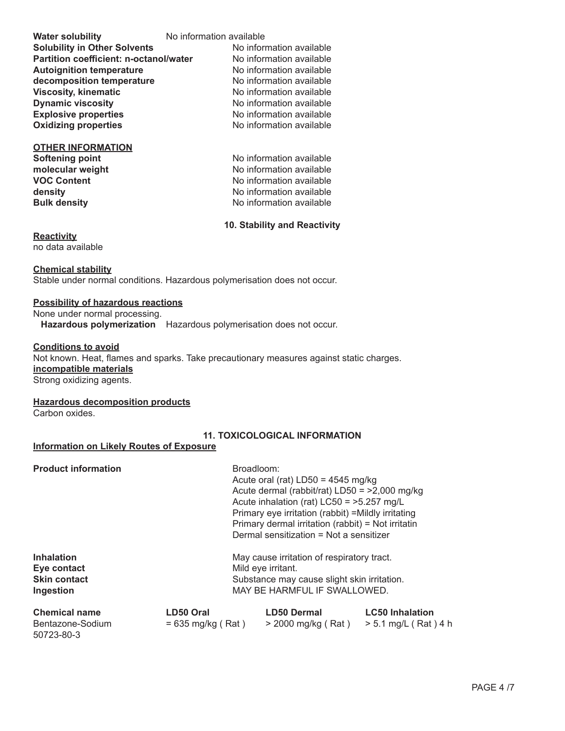| | |
|---|---|
| **Water solubility** | No information available |
| **Solubility in Other Solvents** | No information available |
| **Partition coefficient: n-octanol/water** | No information available |
| **Autoignition temperature** | No information available |
| **decomposition temperature** | No information available |
| **Viscosity, kinematic** | No information available |
| **Dynamic viscosity** | No information available |
| **Explosive properties** | No information available |
| **Oxidizing properties** | No information available |

**OTHER INFORMATION**

| | |
|---|---|
| **Softening point** | No information available |
| **molecular weight** | No information available |
| **VOC Content** | No information available |
| **density** | No information available |
| **Bulk density** | No information available |

## 10. Stability and Reactivity

**Reactivity**
no data available

**Chemical stability**
Stable under normal conditions. Hazardous polymerisation does not occur.

**Possibility of hazardous reactions**
None under normal processing.
**Hazardous polymerization** Hazardous polymerisation does not occur.

**Conditions to avoid**
Not known. Heat, flames and sparks. Take precautionary measures against static charges.
**incompatible materials**
Strong oxidizing agents.

**Hazardous decomposition products**
Carbon oxides.

## 11. TOXICOLOGICAL INFORMATION

**Information on Likely Routes of Exposure**

**Product information**

Broadloom:
Acute oral (rat) LD50 = 4545 mg/kg
Acute dermal (rabbit/rat) LD50 = >2,000 mg/kg
Acute inhalation (rat) LC50 = >5.257 mg/L
Primary eye irritation (rabbit) =Mildly irritating
Primary dermal irritation (rabbit) = Not irritatin
Dermal sensitization = Not a sensitizer

| | |
|---|---|
| **Inhalation** | May cause irritation of respiratory tract. |
| **Eye contact** | Mild eye irritant. |
| **Skin contact** | Substance may cause slight skin irritation. |
| **Ingestion** | MAY BE HARMFUL IF SWALLOWED. |

| Chemical name | LD50 Oral | LD50 Dermal | LC50 Inhalation |
|---|---|---|---|
| Bentazone-Sodium<br>50723-80-3 | = 635 mg/kg ( Rat ) | > 2000 mg/kg ( Rat ) | > 5.1 mg/L ( Rat ) 4 h |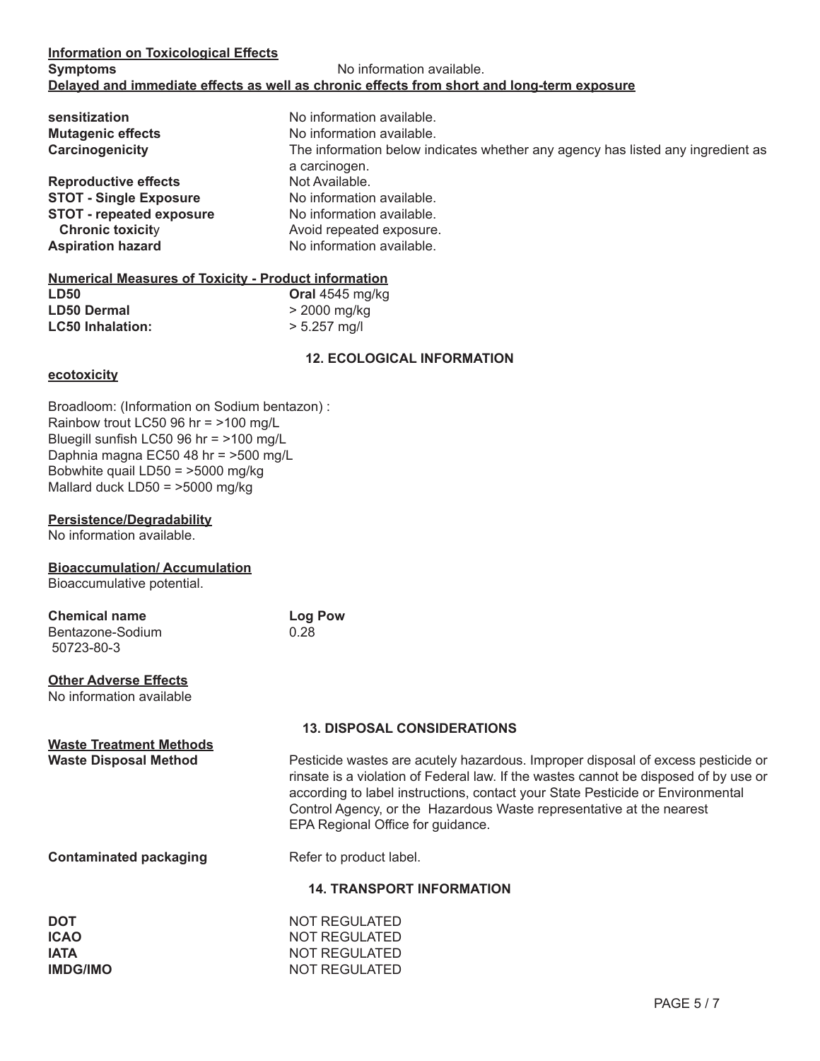**Information on Toxicological Effects**

**Symptoms** No information available.

**Delayed and immediate effects as well as chronic effects from short and long-term exposure**

| | |
|---|---|
| **sensitization** | No information available. |
| **Mutagenic effects** | No information available. |
| **Carcinogenicity** | The information below indicates whether any agency has listed any ingredient as a carcinogen. |
| **Reproductive effects** | Not Available. |
| **STOT - Single Exposure** | No information available. |
| **STOT - repeated exposure** | No information available. |
| **Chronic toxicity** | Avoid repeated exposure. |
| **Aspiration hazard** | No information available. |

**Numerical Measures of Toxicity - Product information**

| | |
|---|---|
| **LD50** | **Oral** 4545 mg/kg |
| **LD50 Dermal** | > 2000 mg/kg |
| **LC50 Inhalation:** | > 5.257 mg/l |

## 12. ECOLOGICAL INFORMATION

**ecotoxicity**

Broadloom: (Information on Sodium bentazon) :
Rainbow trout LC50 96 hr = >100 mg/L
Bluegill sunfish LC50 96 hr = >100 mg/L
Daphnia magna EC50 48 hr = >500 mg/L
Bobwhite quail LD50 = >5000 mg/kg
Mallard duck LD50 = >5000 mg/kg

**Persistence/Degradability**

No information available.

**Bioaccumulation/ Accumulation**

Bioaccumulative potential.

| Chemical name | Log Pow |
|---|---|
| Bentazone-Sodium 50723-80-3 | 0.28 |

**Other Adverse Effects**

No information available

## 13. DISPOSAL CONSIDERATIONS

**Waste Treatment Methods**

**Waste Disposal Method** Pesticide wastes are acutely hazardous. Improper disposal of excess pesticide or rinsate is a violation of Federal law. If the wastes cannot be disposed of by use or according to label instructions, contact your State Pesticide or Environmental Control Agency, or the Hazardous Waste representative at the nearest EPA Regional Office for guidance.

**Contaminated packaging** Refer to product label.

## 14. TRANSPORT INFORMATION

| | |
|---|---|
| **DOT** | NOT REGULATED |
| **ICAO** | NOT REGULATED |
| **IATA** | NOT REGULATED |
| **IMDG/IMO** | NOT REGULATED |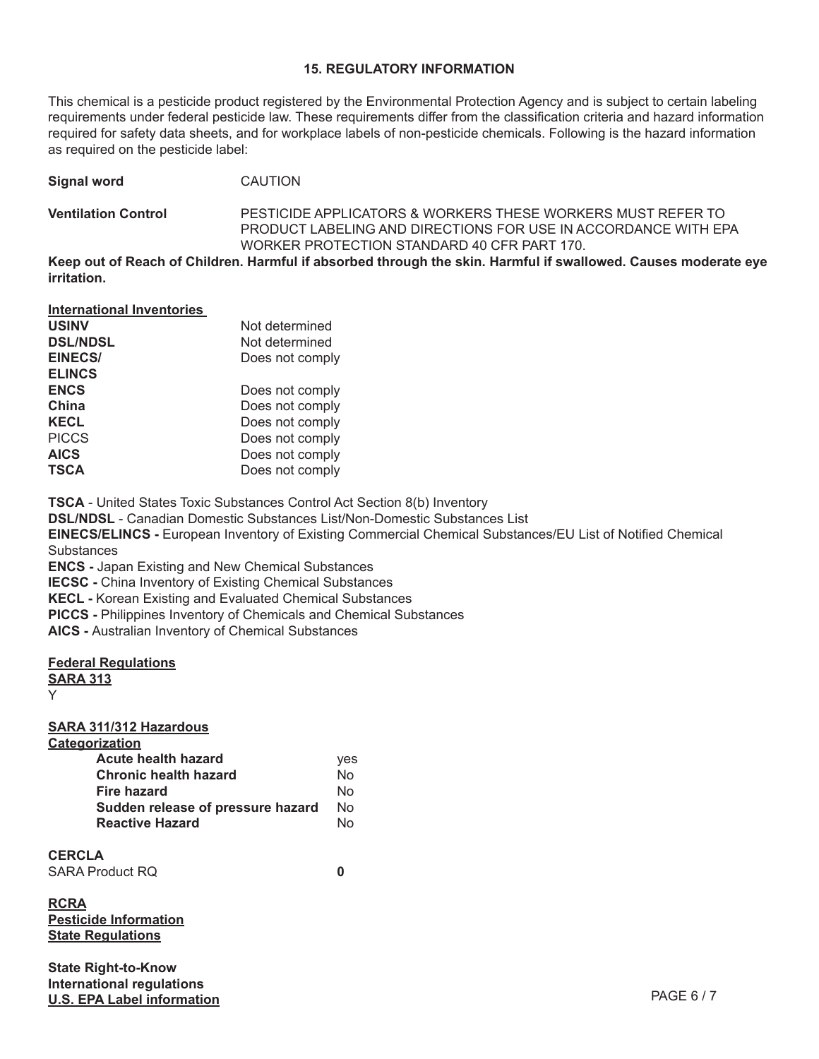## 15. REGULATORY INFORMATION

This chemical is a pesticide product registered by the Environmental Protection Agency and is subject to certain labeling requirements under federal pesticide law. These requirements differ from the classification criteria and hazard information required for safety data sheets, and for workplace labels of non-pesticide chemicals. Following is the hazard information as required on the pesticide label:

**Signal word** CAUTION

**Ventilation Control** PESTICIDE APPLICATORS & WORKERS THESE WORKERS MUST REFER TO PRODUCT LABELING AND DIRECTIONS FOR USE IN ACCORDANCE WITH EPA WORKER PROTECTION STANDARD 40 CFR PART 170.

**Keep out of Reach of Children. Harmful if absorbed through the skin. Harmful if swallowed. Causes moderate eye irritation.**

**International Inventories**

| | |
|---|---|
| **USINV** | Not determined |
| **DSL/NDSL** | Not determined |
| **EINECS/ ELINCS** | Does not comply |
| **ENCS** | Does not comply |
| **China** | Does not comply |
| **KECL** | Does not comply |
| PICCS | Does not comply |
| **AICS** | Does not comply |
| **TSCA** | Does not comply |

**TSCA** - United States Toxic Substances Control Act Section 8(b) Inventory
**DSL/NDSL** - Canadian Domestic Substances List/Non-Domestic Substances List
**EINECS/ELINCS -** European Inventory of Existing Commercial Chemical Substances/EU List of Notified Chemical Substances
**ENCS -** Japan Existing and New Chemical Substances
**IECSC -** China Inventory of Existing Chemical Substances
**KECL -** Korean Existing and Evaluated Chemical Substances
**PICCS -** Philippines Inventory of Chemicals and Chemical Substances
**AICS -** Australian Inventory of Chemical Substances

**Federal Regulations**

**SARA 313**

Y

**SARA 311/312 Hazardous Categorization**

| | |
|---|---|
| **Acute health hazard** | yes |
| **Chronic health hazard** | No |
| **Fire hazard** | No |
| **Sudden release of pressure hazard** | No |
| **Reactive Hazard** | No |

**CERCLA**

SARA Product RQ **0**

**RCRA**

**Pesticide Information**

**State Regulations**

**State Right-to-Know**

**International regulations**

**U.S. EPA Label information**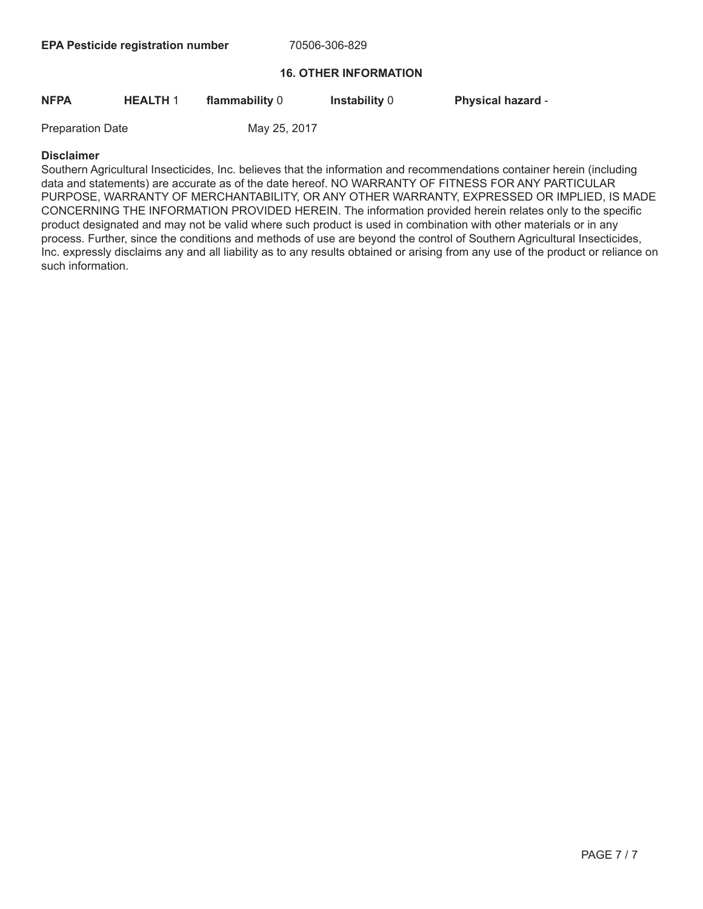**EPA Pesticide registration number** 70506-306-829

## 16. OTHER INFORMATION

| | | | | |
|---|---|---|---|---|
| **NFPA** | **HEALTH** 1 | **flammability** 0 | **Instability** 0 | **Physical hazard** - |

Preparation Date May 25, 2017

**Disclaimer**

Southern Agricultural Insecticides, Inc. believes that the information and recommendations container herein (including data and statements) are accurate as of the date hereof. NO WARRANTY OF FITNESS FOR ANY PARTICULAR PURPOSE, WARRANTY OF MERCHANTABILITY, OR ANY OTHER WARRANTY, EXPRESSED OR IMPLIED, IS MADE CONCERNING THE INFORMATION PROVIDED HEREIN. The information provided herein relates only to the specific product designated and may not be valid where such product is used in combination with other materials or in any process. Further, since the conditions and methods of use are beyond the control of Southern Agricultural Insecticides, Inc. expressly disclaims any and all liability as to any results obtained or arising from any use of the product or reliance on such information.